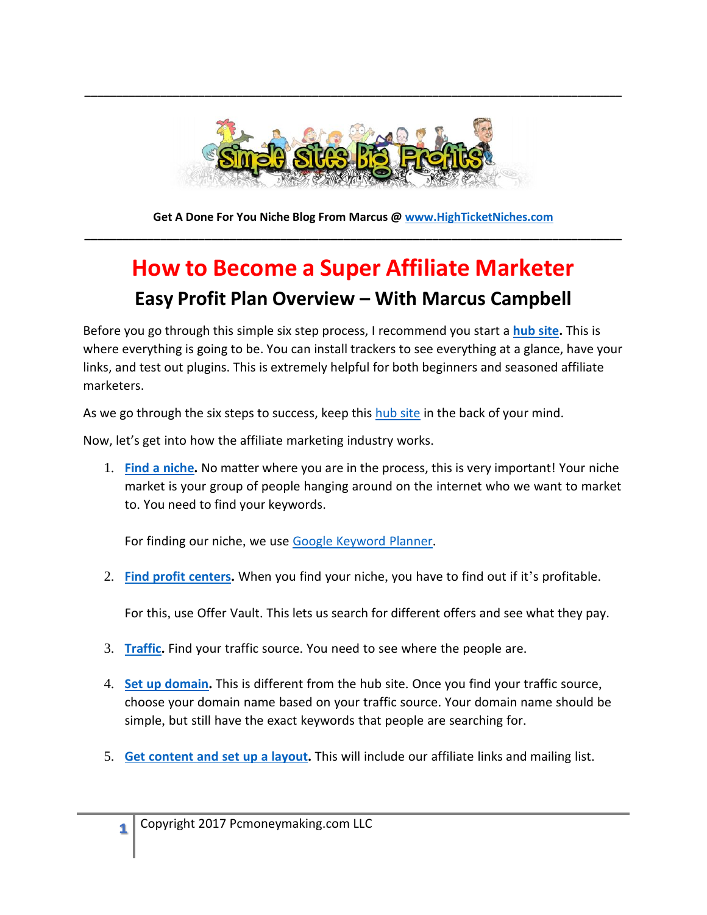Get A Done For You Niche Blog From Marcus @ [www.HighTicketNiches.com](http://www.HighTicketNiches.com)

# How to Become a Super Affiliate Marketer

## Easy Profit Plan Overview – With Marcus Campbell

Before you go through this simple six step process, I recommend you start a **hub site.** This is where everything is going to be. You can install trackers to see everything at a glance, have your links, and test out plugins. This is extremely helpful for both beginners and seasoned affiliate marketers.

As we go through the six steps to success, keep this hub site in the back of your mind.

Now, let's get into how the affiliate marketing industry works.

1. **Find a niche.** No matter where you are in the process, this is very important! Your niche market is your group of people hanging around on the internet who we want to market to. You need to find your keywords.

   For finding our niche, we use Google Keyword Planner.

2. **Find profit centers.** When you find your niche, you have to find out if it's profitable.

   For this, use Offer Vault. This lets us search for different offers and see what they pay.

3. **Traffic.** Find your traffic source. You need to see where the people are.

4. **Set up domain.** This is different from the hub site. Once you find your traffic source, choose your domain name based on your traffic source. Your domain name should be simple, but still have the exact keywords that people are searching for.

5. **Get content and set up a layout.** This will include our affiliate links and mailing list.

Copyright 2017 Pcmoneymaking.com LLC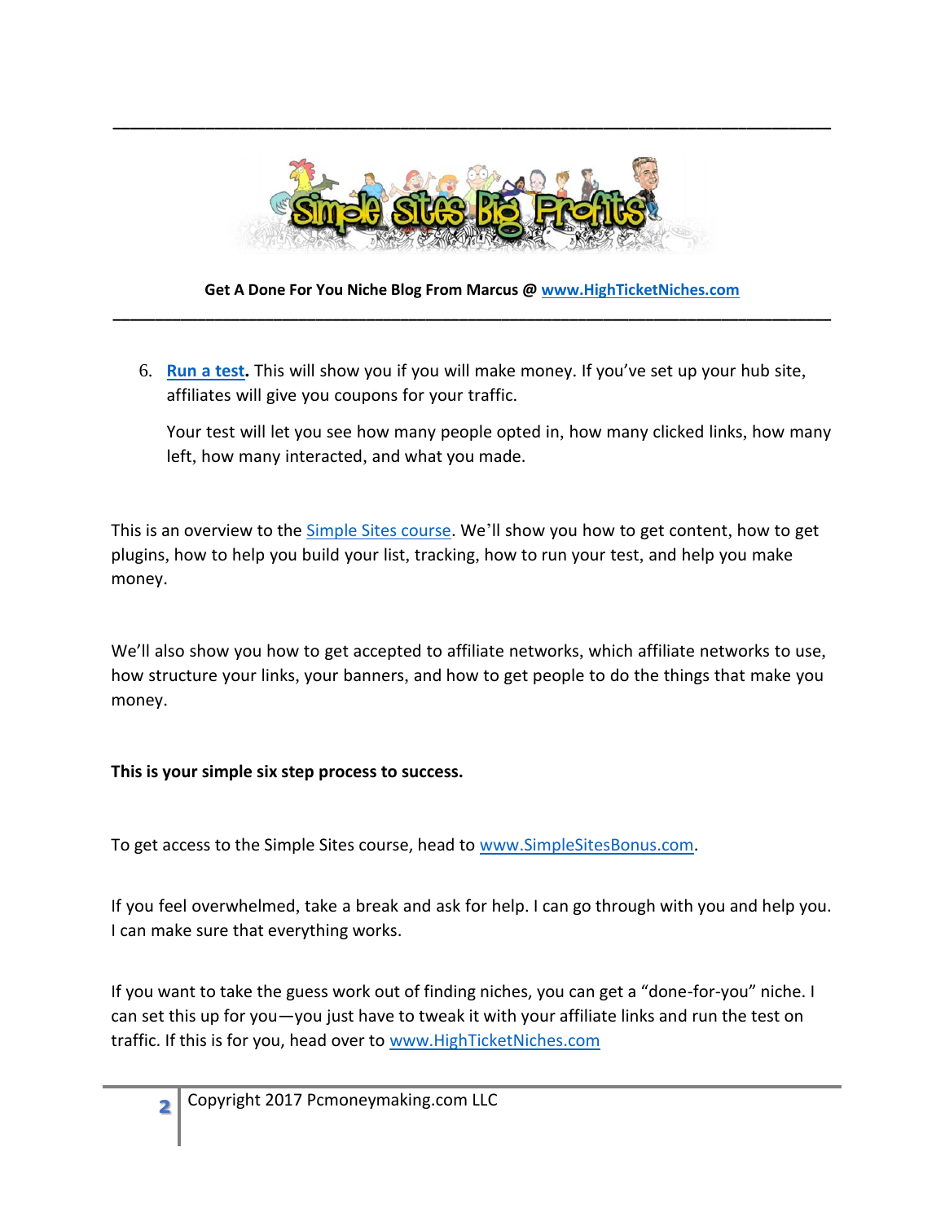6. **Run a test.** This will show you if you will make money. If you've set up your hub site, affiliates will give you coupons for your traffic.

   Your test will let you see how many people opted in, how many clicked links, how many left, how many interacted, and what you made.

This is an overview to the Simple Sites course. We'll show you how to get content, how to get plugins, how to help you build your list, tracking, how to run your test, and help you make money.

We'll also show you how to get accepted to affiliate networks, which affiliate networks to use, how structure your links, your banners, and how to get people to do the things that make you money.

**This is your simple six step process to success.**

To get access to the Simple Sites course, head to www.SimpleSitesBonus.com.

If you feel overwhelmed, take a break and ask for help. I can go through with you and help you. I can make sure that everything works.

If you want to take the guess work out of finding niches, you can get a "done-for-you" niche. I can set this up for you—you just have to tweak it with your affiliate links and run the test on traffic. If this is for you, head over to www.HighTicketNiches.com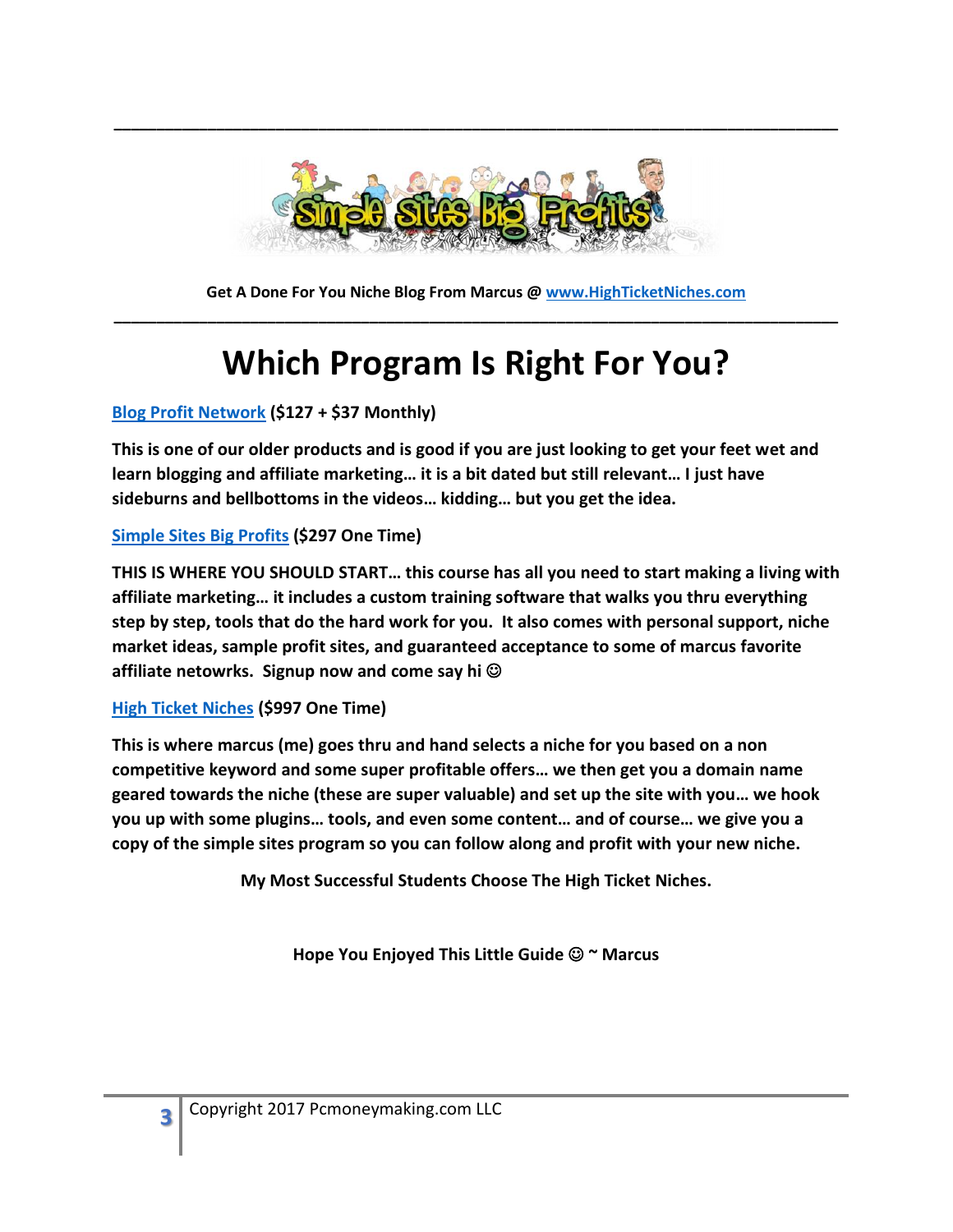Get A Done For You Niche Blog From Marcus @ www.HighTicketNiches.com

# Which Program Is Right For You?

**Blog Profit Network ($127 + $37 Monthly)**

**This is one of our older products and is good if you are just looking to get your feet wet and learn blogging and affiliate marketing… it is a bit dated but still relevant… I just have sideburns and bellbottoms in the videos… kidding… but you get the idea.**

**Simple Sites Big Profits ($297 One Time)**

**THIS IS WHERE YOU SHOULD START… this course has all you need to start making a living with affiliate marketing… it includes a custom training software that walks you thru everything step by step, tools that do the hard work for you. It also comes with personal support, niche market ideas, sample profit sites, and guaranteed acceptance to some of marcus favorite affiliate netowrks. Signup now and come say hi ☺**

**High Ticket Niches ($997 One Time)**

**This is where marcus (me) goes thru and hand selects a niche for you based on a non competitive keyword and some super profitable offers… we then get you a domain name geared towards the niche (these are super valuable) and set up the site with you… we hook you up with some plugins… tools, and even some content… and of course… we give you a copy of the simple sites program so you can follow along and profit with your new niche.**

**My Most Successful Students Choose The High Ticket Niches.**

**Hope You Enjoyed This Little Guide ☺ ~ Marcus**